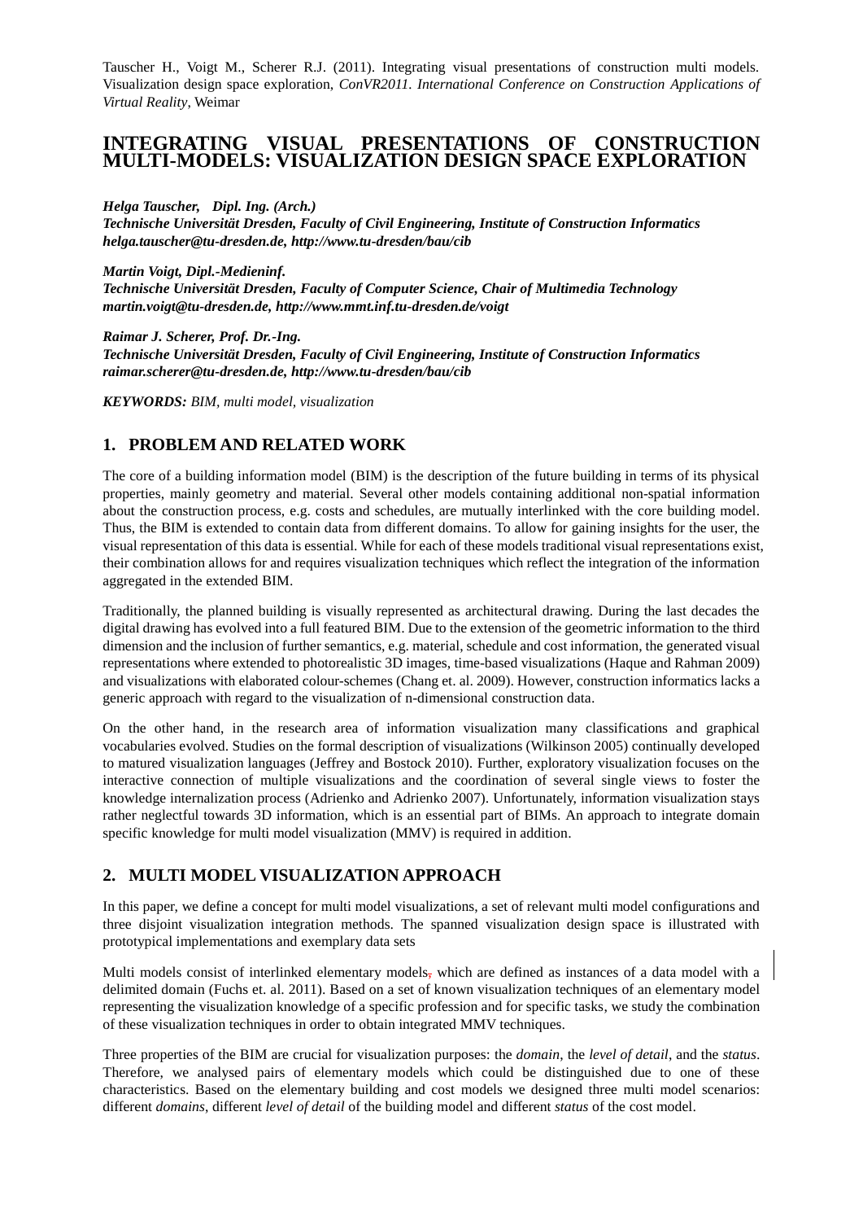Tauscher H., Voigt M., Scherer R.J. (2011). Integrating visual presentations of construction multi models. Visualization design space exploration, *ConVR2011. International Conference on Construction Applications of Virtual Reality*, Weimar

# INTEGRATING VISUAL PRESENTATIONS OF CONSTRUCTION MULTI-MODELS: VISUALIZATION DESIGN SPACE EXPLORATION

***Helga Tauscher, Dipl. Ing. (Arch.)***
***Technische Universität Dresden, Faculty of Civil Engineering, Institute of Construction Informatics***
***helga.tauscher@tu-dresden.de, http://www.tu-dresden/bau/cib***

***Martin Voigt, Dipl.-Medieninf.***
***Technische Universität Dresden, Faculty of Computer Science, Chair of Multimedia Technology***
***martin.voigt@tu-dresden.de, http://www.mmt.inf.tu-dresden.de/voigt***

***Raimar J. Scherer, Prof. Dr.-Ing.***
***Technische Universität Dresden, Faculty of Civil Engineering, Institute of Construction Informatics***
***raimar.scherer@tu-dresden.de, http://www.tu-dresden/bau/cib***

***KEYWORDS:*** *BIM, multi model, visualization*

## 1. PROBLEM AND RELATED WORK

The core of a building information model (BIM) is the description of the future building in terms of its physical properties, mainly geometry and material. Several other models containing additional non-spatial information about the construction process, e.g. costs and schedules, are mutually interlinked with the core building model. Thus, the BIM is extended to contain data from different domains. To allow for gaining insights for the user, the visual representation of this data is essential. While for each of these models traditional visual representations exist, their combination allows for and requires visualization techniques which reflect the integration of the information aggregated in the extended BIM.

Traditionally, the planned building is visually represented as architectural drawing. During the last decades the digital drawing has evolved into a full featured BIM. Due to the extension of the geometric information to the third dimension and the inclusion of further semantics, e.g. material, schedule and cost information, the generated visual representations where extended to photorealistic 3D images, time-based visualizations (Haque and Rahman 2009) and visualizations with elaborated colour-schemes (Chang et. al. 2009). However, construction informatics lacks a generic approach with regard to the visualization of n-dimensional construction data.

On the other hand, in the research area of information visualization many classifications and graphical vocabularies evolved. Studies on the formal description of visualizations (Wilkinson 2005) continually developed to matured visualization languages (Jeffrey and Bostock 2010). Further, exploratory visualization focuses on the interactive connection of multiple visualizations and the coordination of several single views to foster the knowledge internalization process (Adrienko and Adrienko 2007). Unfortunately, information visualization stays rather neglectful towards 3D information, which is an essential part of BIMs. An approach to integrate domain specific knowledge for multi model visualization (MMV) is required in addition.

## 2. MULTI MODEL VISUALIZATION APPROACH

In this paper, we define a concept for multi model visualizations, a set of relevant multi model configurations and three disjoint visualization integration methods. The spanned visualization design space is illustrated with prototypical implementations and exemplary data sets

Multi models consist of interlinked elementary models, which are defined as instances of a data model with a delimited domain (Fuchs et. al. 2011). Based on a set of known visualization techniques of an elementary model representing the visualization knowledge of a specific profession and for specific tasks, we study the combination of these visualization techniques in order to obtain integrated MMV techniques.

Three properties of the BIM are crucial for visualization purposes: the *domain*, the *level of detail*, and the *status*. Therefore, we analysed pairs of elementary models which could be distinguished due to one of these characteristics. Based on the elementary building and cost models we designed three multi model scenarios: different *domains*, different *level of detail* of the building model and different *status* of the cost model.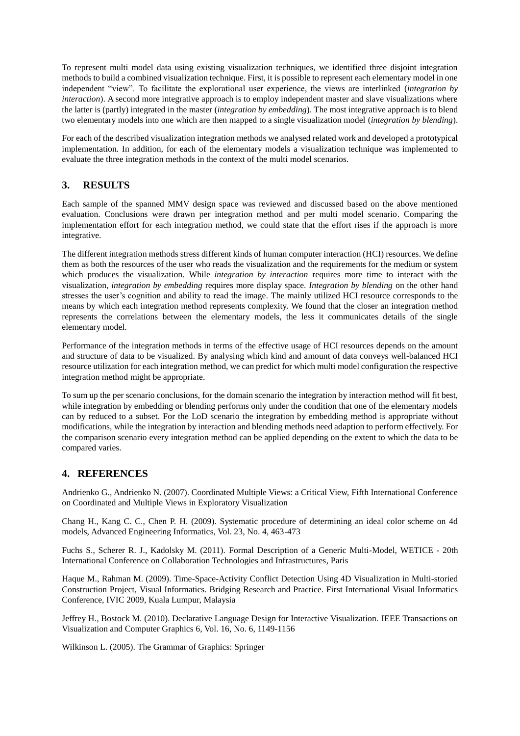To represent multi model data using existing visualization techniques, we identified three disjoint integration methods to build a combined visualization technique. First, it is possible to represent each elementary model in one independent "view". To facilitate the explorational user experience, the views are interlinked (*integration by interaction*). A second more integrative approach is to employ independent master and slave visualizations where the latter is (partly) integrated in the master (*integration by embedding*). The most integrative approach is to blend two elementary models into one which are then mapped to a single visualization model (*integration by blending*).

For each of the described visualization integration methods we analysed related work and developed a prototypical implementation. In addition, for each of the elementary models a visualization technique was implemented to evaluate the three integration methods in the context of the multi model scenarios.

## 3. RESULTS

Each sample of the spanned MMV design space was reviewed and discussed based on the above mentioned evaluation. Conclusions were drawn per integration method and per multi model scenario. Comparing the implementation effort for each integration method, we could state that the effort rises if the approach is more integrative.

The different integration methods stress different kinds of human computer interaction (HCI) resources. We define them as both the resources of the user who reads the visualization and the requirements for the medium or system which produces the visualization. While *integration by interaction* requires more time to interact with the visualization, *integration by embedding* requires more display space. *Integration by blending* on the other hand stresses the user's cognition and ability to read the image. The mainly utilized HCI resource corresponds to the means by which each integration method represents complexity. We found that the closer an integration method represents the correlations between the elementary models, the less it communicates details of the single elementary model.

Performance of the integration methods in terms of the effective usage of HCI resources depends on the amount and structure of data to be visualized. By analysing which kind and amount of data conveys well-balanced HCI resource utilization for each integration method, we can predict for which multi model configuration the respective integration method might be appropriate.

To sum up the per scenario conclusions, for the domain scenario the integration by interaction method will fit best, while integration by embedding or blending performs only under the condition that one of the elementary models can by reduced to a subset. For the LoD scenario the integration by embedding method is appropriate without modifications, while the integration by interaction and blending methods need adaption to perform effectively. For the comparison scenario every integration method can be applied depending on the extent to which the data to be compared varies.

## 4. REFERENCES

Andrienko G., Andrienko N. (2007). Coordinated Multiple Views: a Critical View, Fifth International Conference on Coordinated and Multiple Views in Exploratory Visualization

Chang H., Kang C. C., Chen P. H. (2009). Systematic procedure of determining an ideal color scheme on 4d models, Advanced Engineering Informatics, Vol. 23, No. 4, 463-473

Fuchs S., Scherer R. J., Kadolsky M. (2011). Formal Description of a Generic Multi-Model, WETICE - 20th International Conference on Collaboration Technologies and Infrastructures, Paris

Haque M., Rahman M. (2009). Time-Space-Activity Conflict Detection Using 4D Visualization in Multi-storied Construction Project, Visual Informatics. Bridging Research and Practice. First International Visual Informatics Conference, IVIC 2009, Kuala Lumpur, Malaysia

Jeffrey H., Bostock M. (2010). Declarative Language Design for Interactive Visualization. IEEE Transactions on Visualization and Computer Graphics 6, Vol. 16, No. 6, 1149-1156

Wilkinson L. (2005). The Grammar of Graphics: Springer